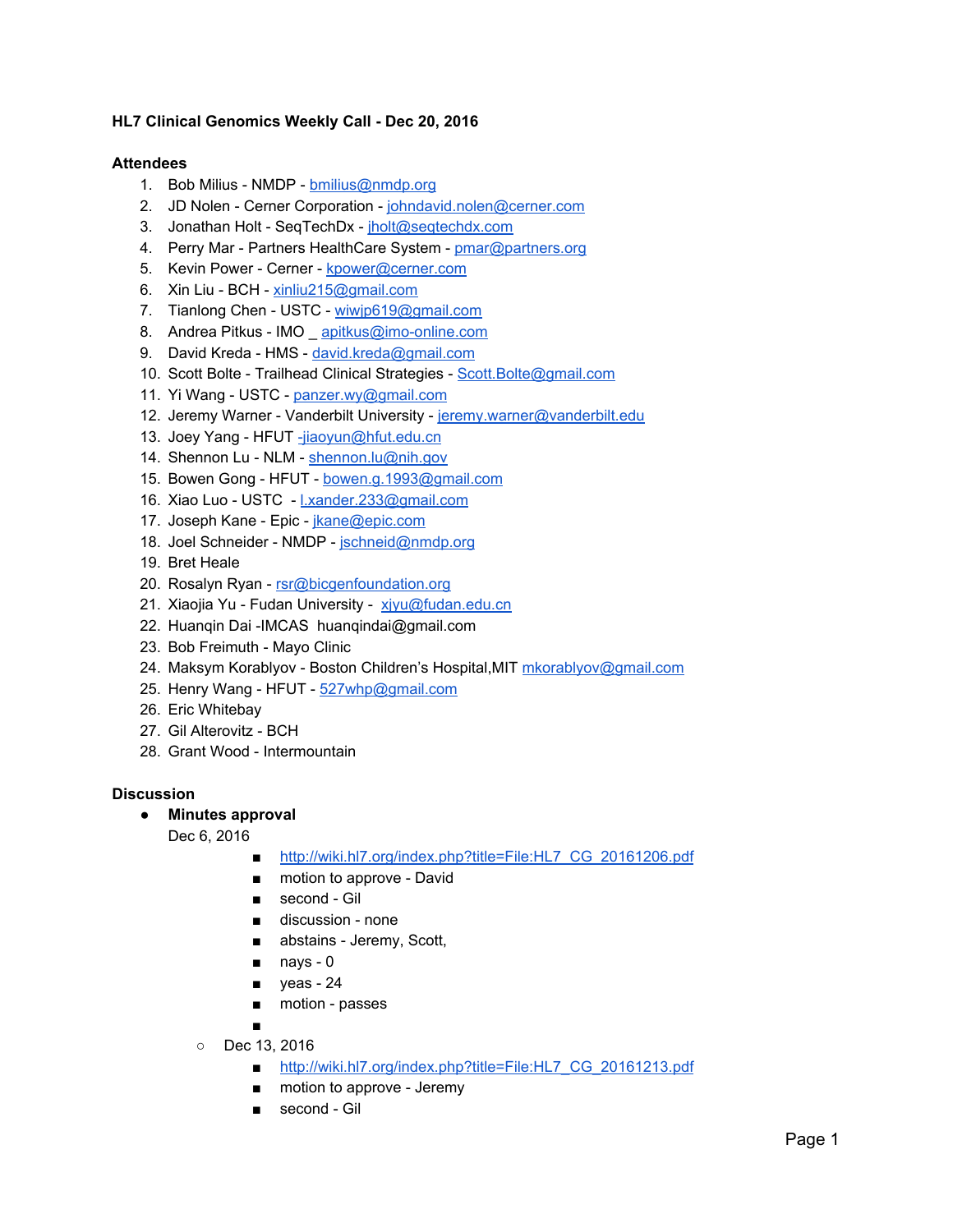**HL7 Clinical Genomics Weekly Call - Dec 20, 2016**

**Attendees**

1. Bob Milius - NMDP - bmilius@nmdp.org
2. JD Nolen - Cerner Corporation - johndavid.nolen@cerner.com
3. Jonathan Holt - SeqTechDx - jholt@seqtechdx.com
4. Perry Mar - Partners HealthCare System - pmar@partners.org
5. Kevin Power - Cerner - kpower@cerner.com
6. Xin Liu - BCH - xinliu215@gmail.com
7. Tianlong Chen - USTC - wiwjp619@gmail.com
8. Andrea Pitkus - IMO _ apitkus@imo-online.com
9. David Kreda - HMS - david.kreda@gmail.com
10. Scott Bolte - Trailhead Clinical Strategies - Scott.Bolte@gmail.com
11. Yi Wang - USTC - panzer.wy@gmail.com
12. Jeremy Warner - Vanderbilt University - jeremy.warner@vanderbilt.edu
13. Joey Yang - HFUT -jiaoyun@hfut.edu.cn
14. Shennon Lu - NLM - shennon.lu@nih.gov
15. Bowen Gong - HFUT - bowen.g.1993@gmail.com
16. Xiao Luo - USTC - l.xander.233@gmail.com
17. Joseph Kane - Epic - jkane@epic.com
18. Joel Schneider - NMDP - jschneid@nmdp.org
19. Bret Heale
20. Rosalyn Ryan - rsr@bicgenfoundation.org
21. Xiaojia Yu - Fudan University - xjyu@fudan.edu.cn
22. Huanqin Dai -IMCAS huanqindai@gmail.com
23. Bob Freimuth - Mayo Clinic
24. Maksym Korablyov - Boston Children's Hospital,MIT mkorablyov@gmail.com
25. Henry Wang - HFUT - 527whp@gmail.com
26. Eric Whitebay
27. Gil Alterovitz - BCH
28. Grant Wood - Intermountain

**Discussion**

- **Minutes approval**

  Dec 6, 2016
    - http://wiki.hl7.org/index.php?title=File:HL7_CG_20161206.pdf
    - motion to approve - David
    - second - Gil
    - discussion - none
    - abstains - Jeremy, Scott,
    - nays - 0
    - yeas - 24
    - motion - passes
    -
  - Dec 13, 2016
    - http://wiki.hl7.org/index.php?title=File:HL7_CG_20161213.pdf
    - motion to approve - Jeremy
    - second - Gil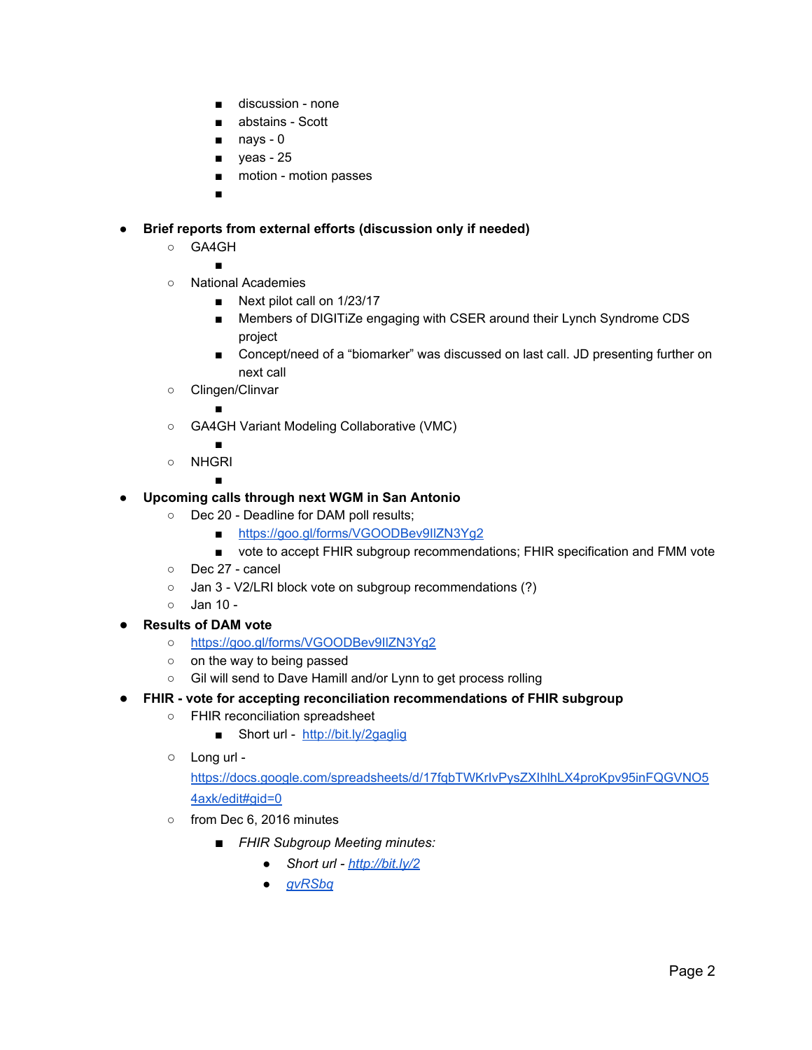- discussion - none
        - abstains - Scott
        - nays - 0
        - yeas - 25
        - motion - motion passes
        -

- **Brief reports from external efforts (discussion only if needed)**
    - GA4GH
        -
    - National Academies
        - Next pilot call on 1/23/17
        - Members of DIGITiZe engaging with CSER around their Lynch Syndrome CDS project
        - Concept/need of a "biomarker" was discussed on last call. JD presenting further on next call
    - Clingen/Clinvar
        -
    - GA4GH Variant Modeling Collaborative (VMC)
        -
    - NHGRI
        -
- **Upcoming calls through next WGM in San Antonio**
    - Dec 20 - Deadline for DAM poll results;
        - https://goo.gl/forms/VGOODBev9IlZN3Yg2
        - vote to accept FHIR subgroup recommendations; FHIR specification and FMM vote
    - Dec 27 - cancel
    - Jan 3 - V2/LRI block vote on subgroup recommendations (?)
    - Jan 10 -
- **Results of DAM vote**
    - https://goo.gl/forms/VGOODBev9IlZN3Yg2
    - on the way to being passed
    - Gil will send to Dave Hamill and/or Lynn to get process rolling
- **FHIR - vote for accepting reconciliation recommendations of FHIR subgroup**
    - FHIR reconciliation spreadsheet
        - Short url - http://bit.ly/2gaglig
    - Long url - https://docs.google.com/spreadsheets/d/17fqbTWKrlvPysZXIhlhLX4proKpv95inFQGVNO54axk/edit#gid=0
    - from Dec 6, 2016 minutes
        - *FHIR Subgroup Meeting minutes:*
            - *Short url - http://bit.ly/2*
            - *gvRSbq*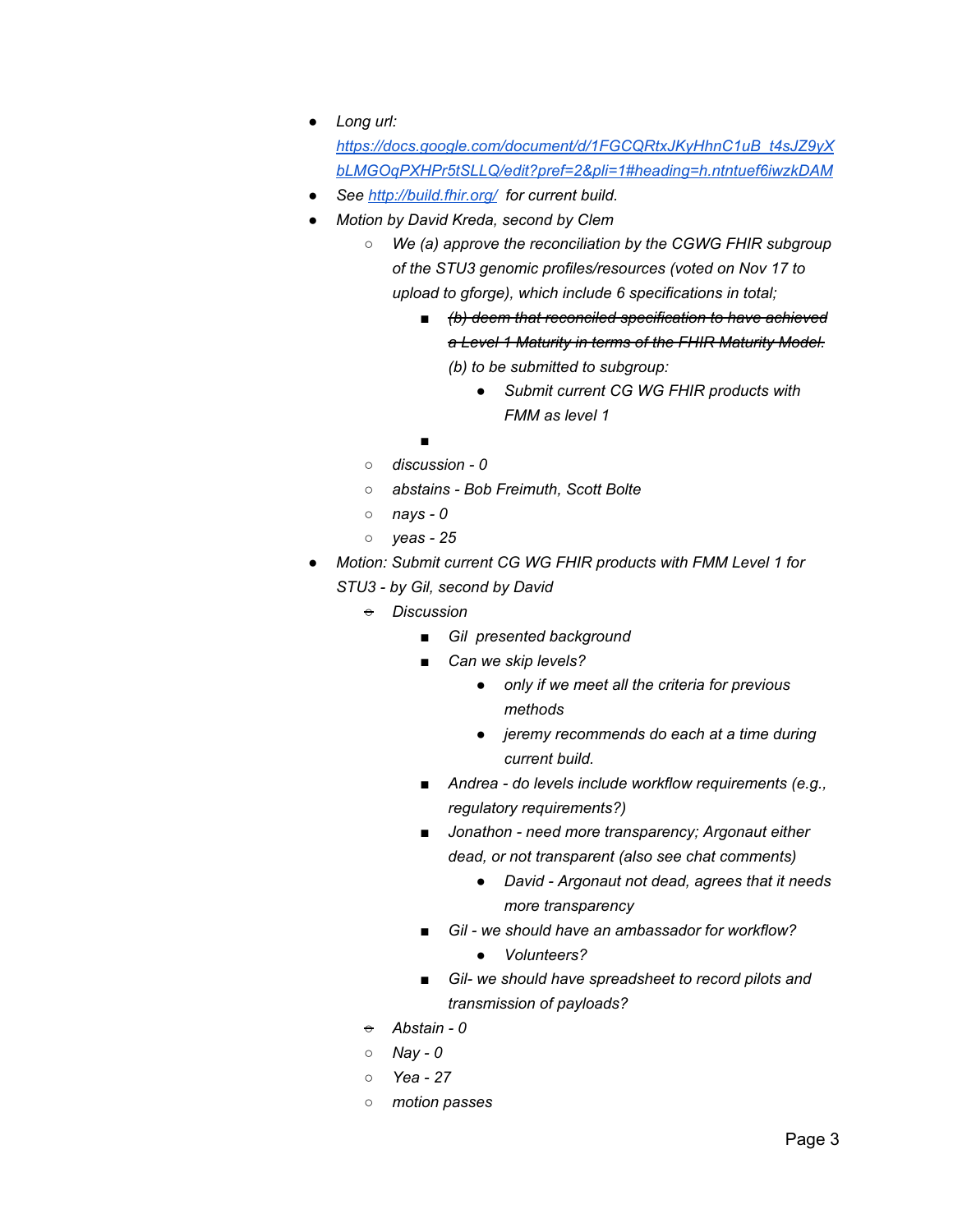- *Long url: [https://docs.google.com/document/d/1FGCQRtxJKyHhnC1uB_t4sJZ9yXbLMGOqPXHPr5tSLLQ/edit?pref=2&pli=1#heading=h.ntntuef6iwzkDAM](https://docs.google.com/document/d/1FGCQRtxJKyHhnC1uB_t4sJZ9yXbLMGOqPXHPr5tSLLQ/edit?pref=2&pli=1#heading=h.ntntuef6iwzkDAM)*
- *See [http://build.fhir.org/](http://build.fhir.org/) for current build.*
- *Motion by David Kreda, second by Clem*
  - *We (a) approve the reconciliation by the CGWG FHIR subgroup of the STU3 genomic profiles/resources (voted on Nov 17 to upload to gforge), which include 6 specifications in total;*
    - ~~*(b) deem that reconciled specification to have achieved a Level 1 Maturity in terms of the FHIR Maturity Model.*~~ *(b) to be submitted to subgroup:*
      - *Submit current CG WG FHIR products with FMM as level 1*
    - 
  - *discussion - 0*
  - *abstains - Bob Freimuth, Scott Bolte*
  - *nays - 0*
  - *yeas - 25*
- *Motion: Submit current CG WG FHIR products with FMM Level 1 for STU3 - by Gil, second by David*
  - *Discussion*
    - *Gil presented background*
    - *Can we skip levels?*
      - *only if we meet all the criteria for previous methods*
      - *jeremy recommends do each at a time during current build.*
    - *Andrea - do levels include workflow requirements (e.g., regulatory requirements?)*
    - *Jonathon - need more transparency; Argonaut either dead, or not transparent (also see chat comments)*
      - *David - Argonaut not dead, agrees that it needs more transparency*
    - *Gil - we should have an ambassador for workflow?*
      - *Volunteers?*
    - *Gil- we should have spreadsheet to record pilots and transmission of payloads?*
  - *Abstain - 0*
  - *Nay - 0*
  - *Yea - 27*
  - *motion passes*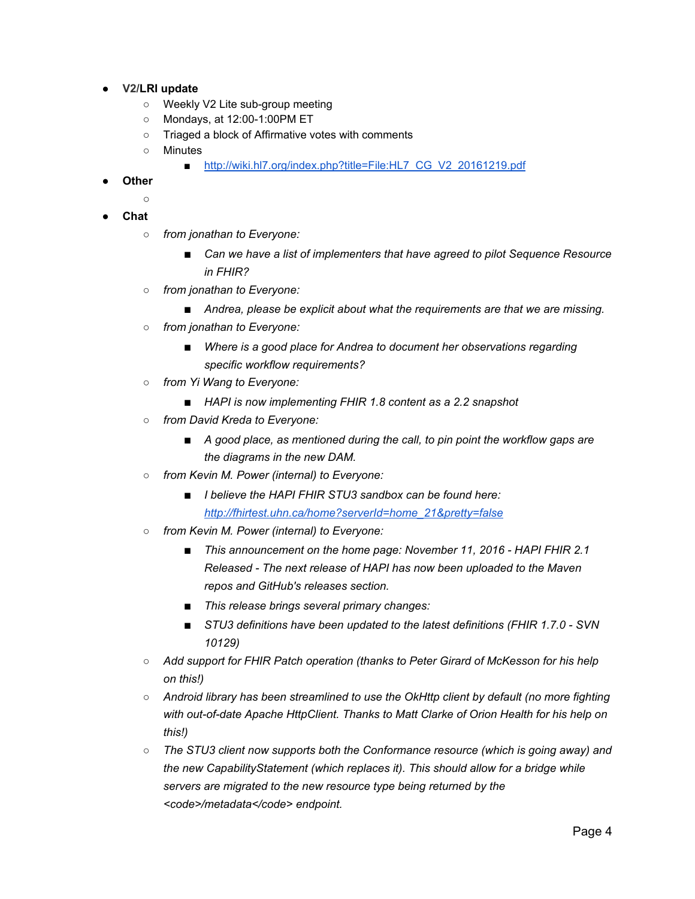- **V2/LRI update**
  - Weekly V2 Lite sub-group meeting
  - Mondays, at 12:00-1:00PM ET
  - Triaged a block of Affirmative votes with comments
  - Minutes
    - [http://wiki.hl7.org/index.php?title=File:HL7_CG_V2_20161219.pdf](http://wiki.hl7.org/index.php?title=File:HL7_CG_V2_20161219.pdf)
- **Other**
  -
- **Chat**
  - *from jonathan to Everyone:*
    - *Can we have a list of implementers that have agreed to pilot Sequence Resource in FHIR?*
  - *from jonathan to Everyone:*
    - *Andrea, please be explicit about what the requirements are that we are missing.*
  - *from jonathan to Everyone:*
    - *Where is a good place for Andrea to document her observations regarding specific workflow requirements?*
  - *from Yi Wang to Everyone:*
    - *HAPI is now implementing FHIR 1.8 content as a 2.2 snapshot*
  - *from David Kreda to Everyone:*
    - *A good place, as mentioned during the call, to pin point the workflow gaps are the diagrams in the new DAM.*
  - *from Kevin M. Power (internal) to Everyone:*
    - *I believe the HAPI FHIR STU3 sandbox can be found here: [http://fhirtest.uhn.ca/home?serverId=home_21&pretty=false](http://fhirtest.uhn.ca/home?serverId=home_21&pretty=false)*
  - *from Kevin M. Power (internal) to Everyone:*
    - *This announcement on the home page: November 11, 2016 - HAPI FHIR 2.1 Released - The next release of HAPI has now been uploaded to the Maven repos and GitHub's releases section.*
    - *This release brings several primary changes:*
    - *STU3 definitions have been updated to the latest definitions (FHIR 1.7.0 - SVN 10129)*
  - *Add support for FHIR Patch operation (thanks to Peter Girard of McKesson for his help on this!)*
  - *Android library has been streamlined to use the OkHttp client by default (no more fighting with out-of-date Apache HttpClient. Thanks to Matt Clarke of Orion Health for his help on this!)*
  - *The STU3 client now supports both the Conformance resource (which is going away) and the new CapabilityStatement (which replaces it). This should allow for a bridge while servers are migrated to the new resource type being returned by the <code>/metadata</code> endpoint.*